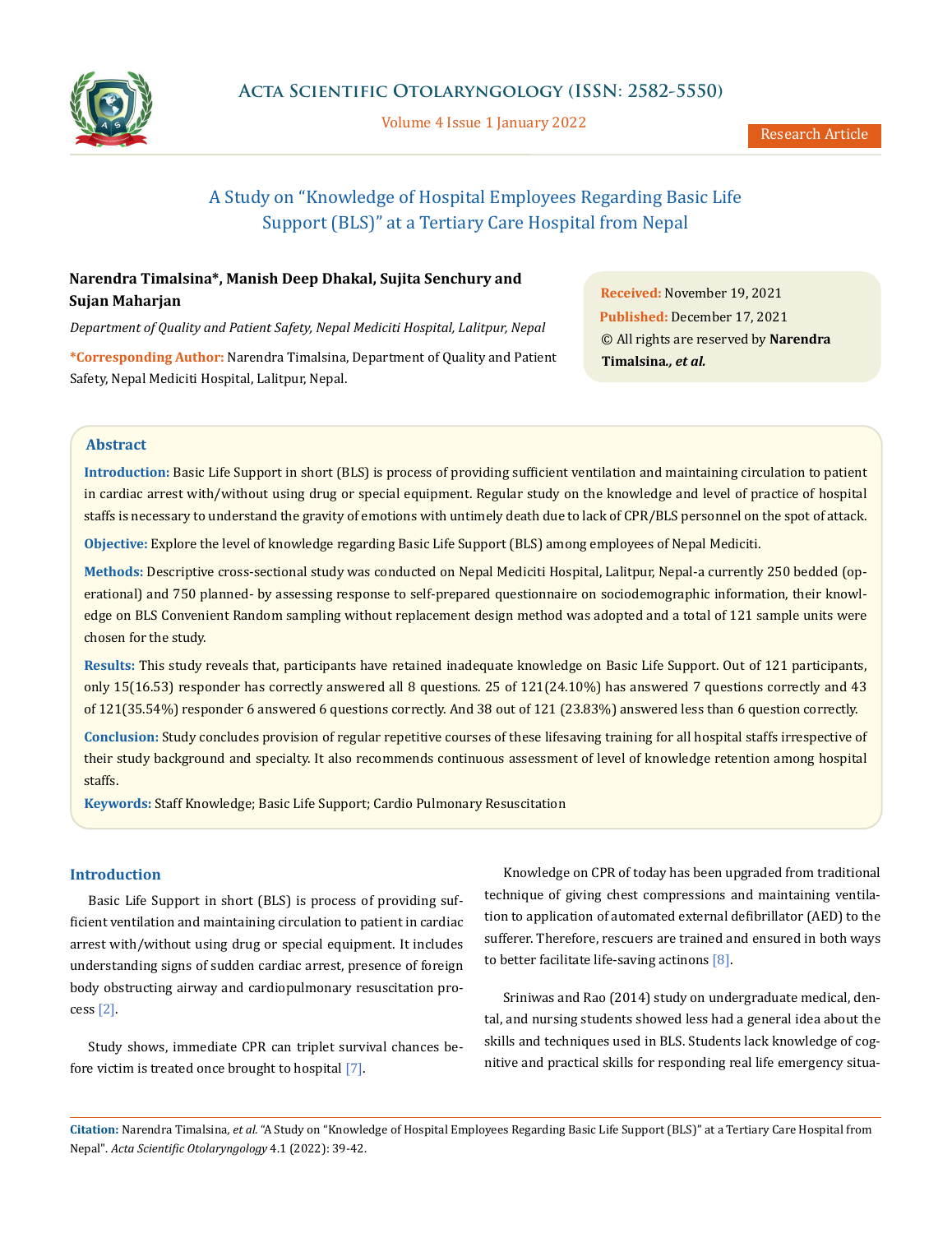# A Study on "Knowledge of Hospital Employees Regarding Basic Life Support (BLS)" at a Tertiary Care Hospital from Nepal

**Narendra Timalsina\*, Manish Deep Dhakal, Sujita Senchury and Sujan Maharjan**

*Department of Quality and Patient Safety, Nepal Mediciti Hospital, Lalitpur, Nepal*

**\*Corresponding Author:** Narendra Timalsina, Department of Quality and Patient Safety, Nepal Mediciti Hospital, Lalitpur, Nepal.

**Received:** November 19, 2021
**Published:** December 17, 2021
© All rights are reserved by **Narendra Timalsina*., et al.***

## Abstract

**Introduction:** Basic Life Support in short (BLS) is process of providing sufficient ventilation and maintaining circulation to patient in cardiac arrest with/without using drug or special equipment. Regular study on the knowledge and level of practice of hospital staffs is necessary to understand the gravity of emotions with untimely death due to lack of CPR/BLS personnel on the spot of attack.

**Objective:** Explore the level of knowledge regarding Basic Life Support (BLS) among employees of Nepal Mediciti.

**Methods:** Descriptive cross-sectional study was conducted on Nepal Mediciti Hospital, Lalitpur, Nepal-a currently 250 bedded (operational) and 750 planned- by assessing response to self-prepared questionnaire on sociodemographic information, their knowledge on BLS Convenient Random sampling without replacement design method was adopted and a total of 121 sample units were chosen for the study.

**Results:** This study reveals that, participants have retained inadequate knowledge on Basic Life Support. Out of 121 participants, only 15(16.53) responder has correctly answered all 8 questions. 25 of 121(24.10%) has answered 7 questions correctly and 43 of 121(35.54%) responder 6 answered 6 questions correctly. And 38 out of 121 (23.83%) answered less than 6 question correctly.

**Conclusion:** Study concludes provision of regular repetitive courses of these lifesaving training for all hospital staffs irrespective of their study background and specialty. It also recommends continuous assessment of level of knowledge retention among hospital staffs.

**Keywords:** Staff Knowledge; Basic Life Support; Cardio Pulmonary Resuscitation

## Introduction

Basic Life Support in short (BLS) is process of providing sufficient ventilation and maintaining circulation to patient in cardiac arrest with/without using drug or special equipment. It includes understanding signs of sudden cardiac arrest, presence of foreign body obstructing airway and cardiopulmonary resuscitation process [2].

Study shows, immediate CPR can triplet survival chances before victim is treated once brought to hospital [7].

Knowledge on CPR of today has been upgraded from traditional technique of giving chest compressions and maintaining ventilation to application of automated external defibrillator (AED) to the sufferer. Therefore, rescuers are trained and ensured in both ways to better facilitate life-saving actinons [8].

Sriniwas and Rao (2014) study on undergraduate medical, dental, and nursing students showed less had a general idea about the skills and techniques used in BLS. Students lack knowledge of cognitive and practical skills for responding real life emergency situa-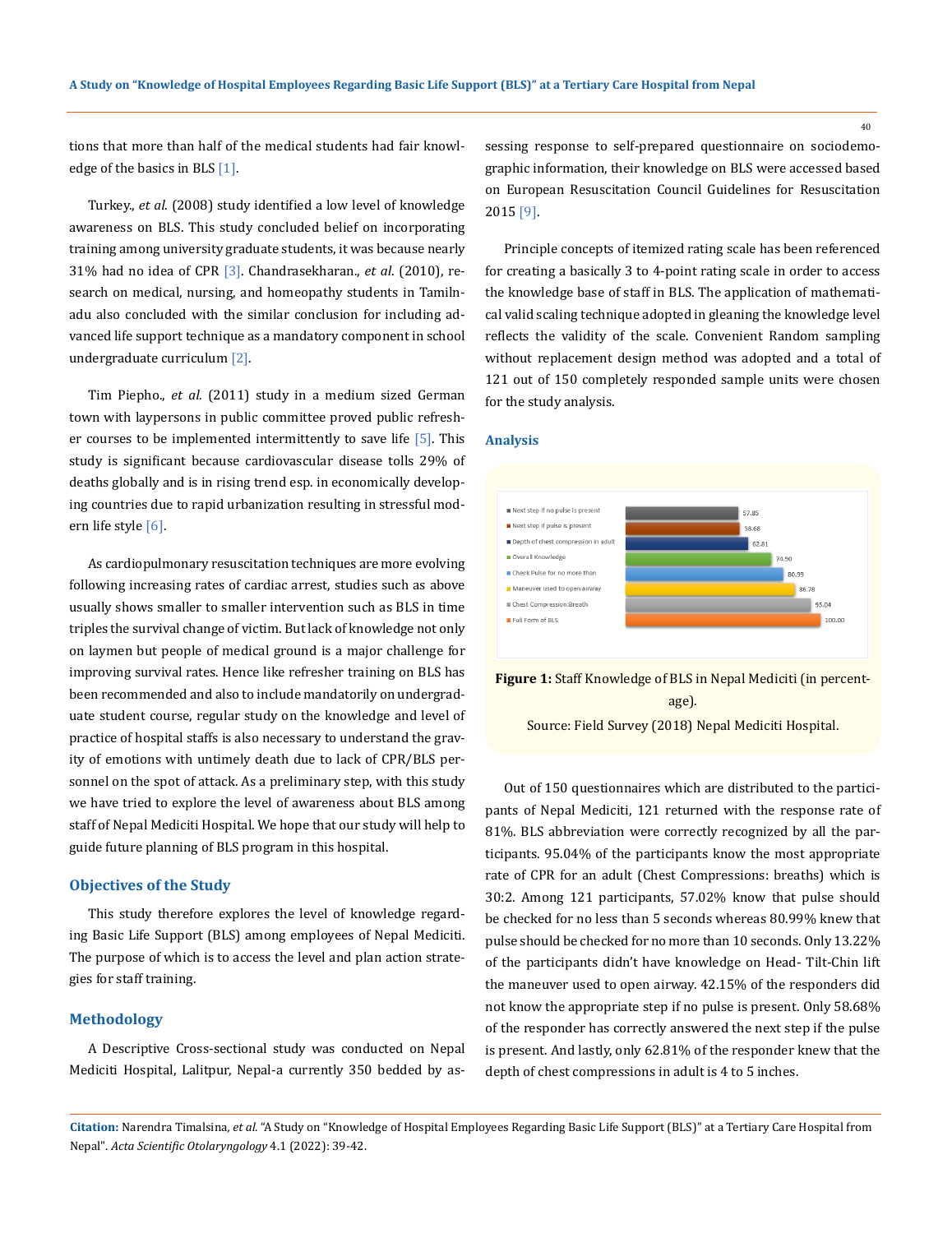tions that more than half of the medical students had fair knowledge of the basics in BLS [1].

Turkey., *et al.* (2008) study identified a low level of knowledge awareness on BLS. This study concluded belief on incorporating training among university graduate students, it was because nearly 31% had no idea of CPR [3]. Chandrasekharan., *et al.* (2010), research on medical, nursing, and homeopathy students in Tamilnadu also concluded with the similar conclusion for including advanced life support technique as a mandatory component in school undergraduate curriculum [2].

Tim Piepho., *et al.* (2011) study in a medium sized German town with laypersons in public committee proved public refresher courses to be implemented intermittently to save life [5]. This study is significant because cardiovascular disease tolls 29% of deaths globally and is in rising trend esp. in economically developing countries due to rapid urbanization resulting in stressful modern life style [6].

As cardiopulmonary resuscitation techniques are more evolving following increasing rates of cardiac arrest, studies such as above usually shows smaller to smaller intervention such as BLS in time triples the survival change of victim. But lack of knowledge not only on laymen but people of medical ground is a major challenge for improving survival rates. Hence like refresher training on BLS has been recommended and also to include mandatorily on undergraduate student course, regular study on the knowledge and level of practice of hospital staffs is also necessary to understand the gravity of emotions with untimely death due to lack of CPR/BLS personnel on the spot of attack. As a preliminary step, with this study we have tried to explore the level of awareness about BLS among staff of Nepal Mediciti Hospital. We hope that our study will help to guide future planning of BLS program in this hospital.

## Objectives of the Study

This study therefore explores the level of knowledge regarding Basic Life Support (BLS) among employees of Nepal Mediciti. The purpose of which is to access the level and plan action strategies for staff training.

## Methodology

A Descriptive Cross-sectional study was conducted on Nepal Mediciti Hospital, Lalitpur, Nepal-a currently 350 bedded by assessing response to self-prepared questionnaire on sociodemographic information, their knowledge on BLS were accessed based on European Resuscitation Council Guidelines for Resuscitation 2015 [9].

Principle concepts of itemized rating scale has been referenced for creating a basically 3 to 4-point rating scale in order to access the knowledge base of staff in BLS. The application of mathematical valid scaling technique adopted in gleaning the knowledge level reflects the validity of the scale. Convenient Random sampling without replacement design method was adopted and a total of 121 out of 150 completely responded sample units were chosen for the study analysis.

## Analysis

| Item | Percentage |
|---|---|
| Next step if no pulse is present | 57.85 |
| Next step if pulse is present | 58.68 |
| Depth of chest compression in adult | 62.81 |
| Overall Knowledge | 74.90 |
| Check Pulse for no more than | 80.99 |
| Maneuver used to open airway | 86.78 |
| Chest Compression:Breath | 95.04 |
| Full Form of BLS | 100.00 |

**Figure 1:** Staff Knowledge of BLS in Nepal Mediciti (in percentage).

Source: Field Survey (2018) Nepal Mediciti Hospital.

Out of 150 questionnaires which are distributed to the participants of Nepal Mediciti, 121 returned with the response rate of 81%. BLS abbreviation were correctly recognized by all the participants. 95.04% of the participants know the most appropriate rate of CPR for an adult (Chest Compressions: breaths) which is 30:2. Among 121 participants, 57.02% know that pulse should be checked for no less than 5 seconds whereas 80.99% knew that pulse should be checked for no more than 10 seconds. Only 13.22% of the participants didn't have knowledge on Head- Tilt-Chin lift the maneuver used to open airway. 42.15% of the responders did not know the appropriate step if no pulse is present. Only 58.68% of the responder has correctly answered the next step if the pulse is present. And lastly, only 62.81% of the responder knew that the depth of chest compressions in adult is 4 to 5 inches.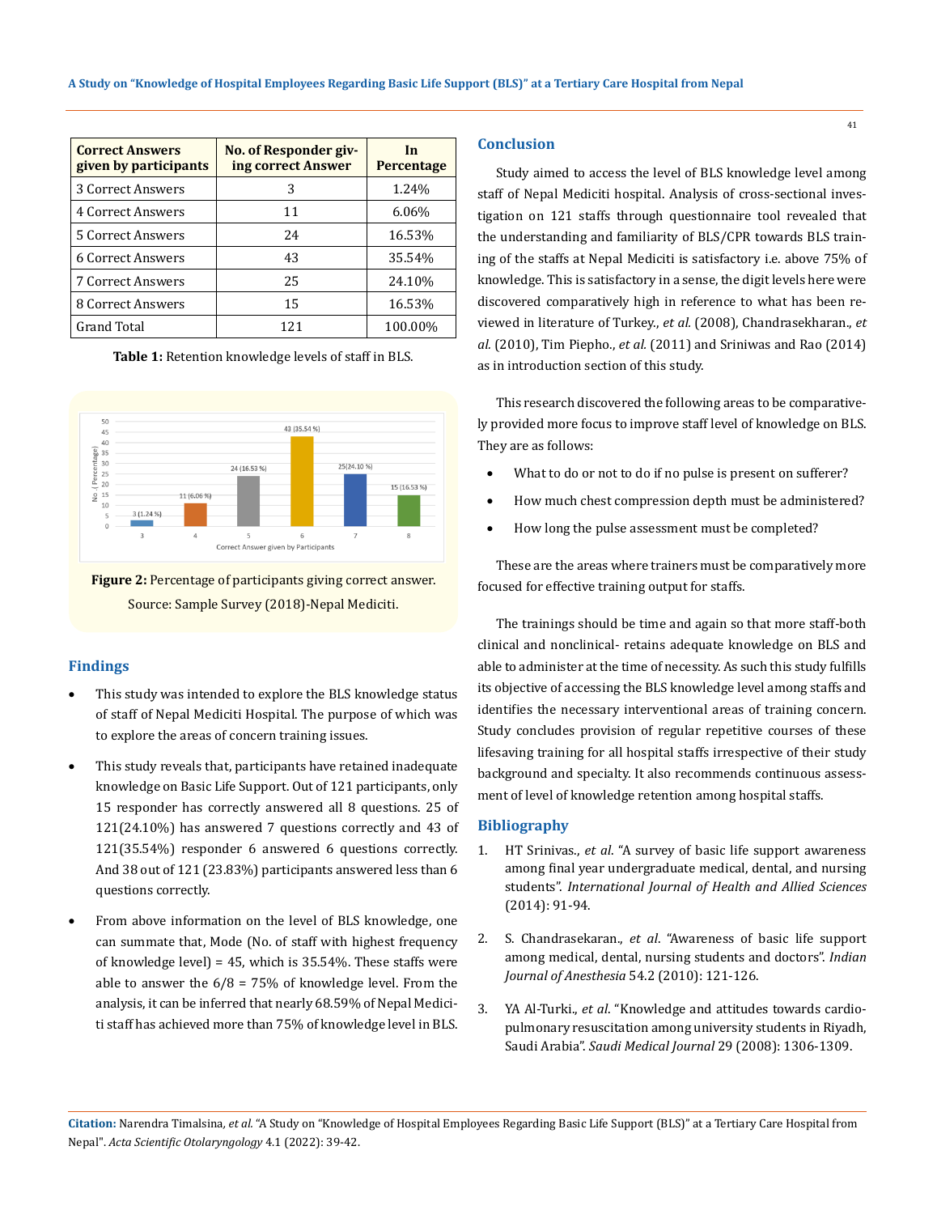| Correct Answers given by participants | No. of Responder giving correct Answer | In Percentage |
|---|---|---|
| 3 Correct Answers | 3 | 1.24% |
| 4 Correct Answers | 11 | 6.06% |
| 5 Correct Answers | 24 | 16.53% |
| 6 Correct Answers | 43 | 35.54% |
| 7 Correct Answers | 25 | 24.10% |
| 8 Correct Answers | 15 | 16.53% |
| Grand Total | 121 | 100.00% |

**Table 1:** Retention knowledge levels of staff in BLS.

**Figure 2:** Percentage of participants giving correct answer.
Source: Sample Survey (2018)-Nepal Mediciti.

## Findings

- This study was intended to explore the BLS knowledge status of staff of Nepal Mediciti Hospital. The purpose of which was to explore the areas of concern training issues.
- This study reveals that, participants have retained inadequate knowledge on Basic Life Support. Out of 121 participants, only 15 responder has correctly answered all 8 questions. 25 of 121(24.10%) has answered 7 questions correctly and 43 of 121(35.54%) responder 6 answered 6 questions correctly. And 38 out of 121 (23.83%) participants answered less than 6 questions correctly.
- From above information on the level of BLS knowledge, one can summate that, Mode (No. of staff with highest frequency of knowledge level) = 45, which is 35.54%. These staffs were able to answer the 6/8 = 75% of knowledge level. From the analysis, it can be inferred that nearly 68.59% of Nepal Mediciti staff has achieved more than 75% of knowledge level in BLS.

## Conclusion

Study aimed to access the level of BLS knowledge level among staff of Nepal Mediciti hospital. Analysis of cross-sectional investigation on 121 staffs through questionnaire tool revealed that the understanding and familiarity of BLS/CPR towards BLS training of the staffs at Nepal Mediciti is satisfactory i.e. above 75% of knowledge. This is satisfactory in a sense, the digit levels here were discovered comparatively high in reference to what has been reviewed in literature of Turkey., *et al.* (2008), Chandrasekharan., *et al.* (2010), Tim Piepho., *et al.* (2011) and Sriniwas and Rao (2014) as in introduction section of this study.

This research discovered the following areas to be comparatively provided more focus to improve staff level of knowledge on BLS. They are as follows:

- What to do or not to do if no pulse is present on sufferer?
- How much chest compression depth must be administered?
- How long the pulse assessment must be completed?

These are the areas where trainers must be comparatively more focused for effective training output for staffs.

The trainings should be time and again so that more staff-both clinical and nonclinical- retains adequate knowledge on BLS and able to administer at the time of necessity. As such this study fulfills its objective of accessing the BLS knowledge level among staffs and identifies the necessary interventional areas of training concern. Study concludes provision of regular repetitive courses of these lifesaving training for all hospital staffs irrespective of their study background and specialty. It also recommends continuous assessment of level of knowledge retention among hospital staffs.

## Bibliography

1. HT Srinivas., *et al*. "A survey of basic life support awareness among final year undergraduate medical, dental, and nursing students". *International Journal of Health and Allied Sciences* (2014): 91-94.
2. S. Chandrasekaran., *et al*. "Awareness of basic life support among medical, dental, nursing students and doctors". *Indian Journal of Anesthesia* 54.2 (2010): 121-126.
3. YA Al-Turki., *et al*. "Knowledge and attitudes towards cardiopulmonary resuscitation among university students in Riyadh, Saudi Arabia". *Saudi Medical Journal* 29 (2008): 1306-1309.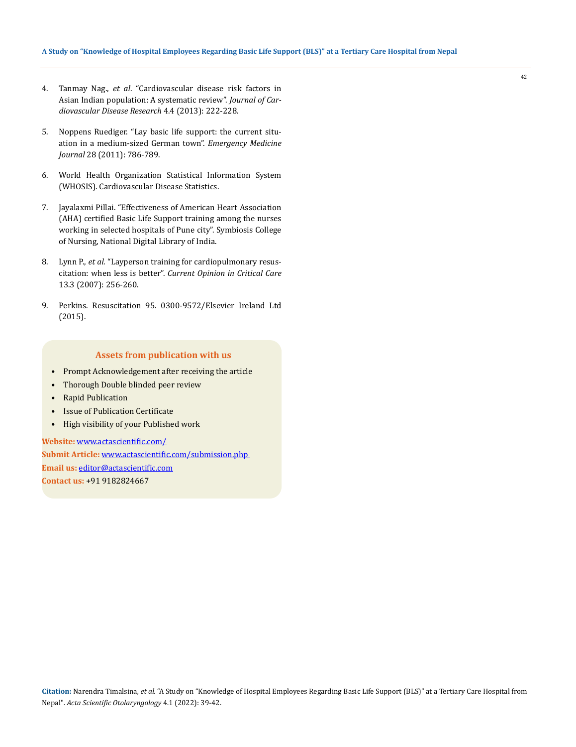4. Tanmay Nag., *et al*. "Cardiovascular disease risk factors in Asian Indian population: A systematic review". *Journal of Cardiovascular Disease Research* 4.4 (2013): 222-228.

5. Noppens Ruediger. "Lay basic life support: the current situation in a medium-sized German town". *Emergency Medicine Journal* 28 (2011): 786-789.

6. World Health Organization Statistical Information System (WHOSIS). Cardiovascular Disease Statistics.

7. Jayalaxmi Pillai. "Effectiveness of American Heart Association (AHA) certified Basic Life Support training among the nurses working in selected hospitals of Pune city". Symbiosis College of Nursing, National Digital Library of India.

8. Lynn P., *et al*. "Layperson training for cardiopulmonary resuscitation: when less is better". *Current Opinion in Critical Care* 13.3 (2007): 256-260.

9. Perkins. Resuscitation 95. 0300-9572/Elsevier Ireland Ltd (2015).

**Assets from publication with us**

- Prompt Acknowledgement after receiving the article
- Thorough Double blinded peer review
- Rapid Publication
- Issue of Publication Certificate
- High visibility of your Published work

**Website:** www.actascientific.com/
**Submit Article:** www.actascientific.com/submission.php
**Email us:** editor@actascientific.com
**Contact us:** +91 9182824667

**Citation:** Narendra Timalsina, *et al.* "A Study on "Knowledge of Hospital Employees Regarding Basic Life Support (BLS)" at a Tertiary Care Hospital from Nepal". *Acta Scientific Otolaryngology* 4.1 (2022): 39-42.